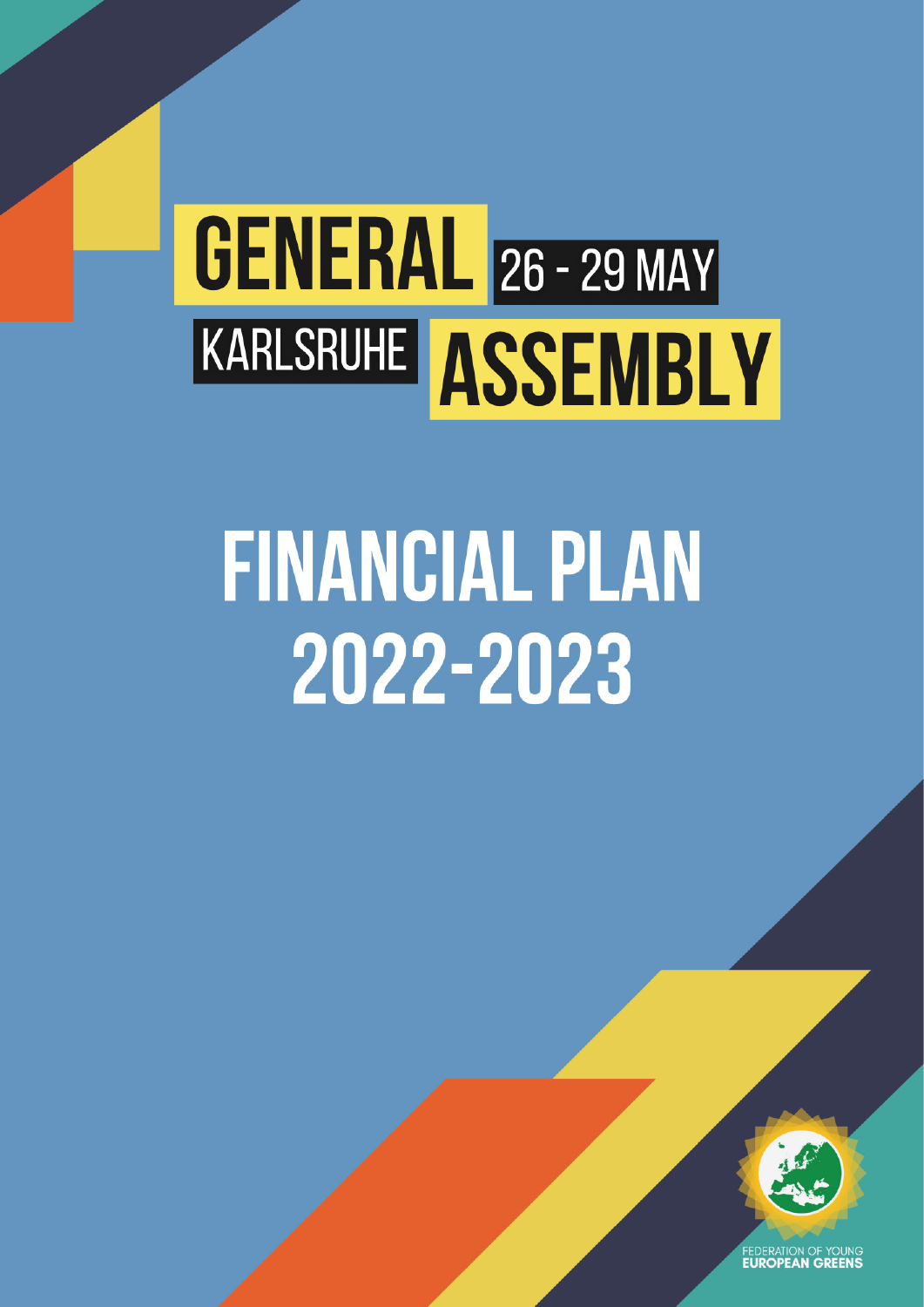GENERAL 26 - 29 MAY

KARLSRUHE ASSEMBLY

# FINANCIAL PLAN 2022-2023

FEDERATION OF YOUNG EUROPEAN GREENS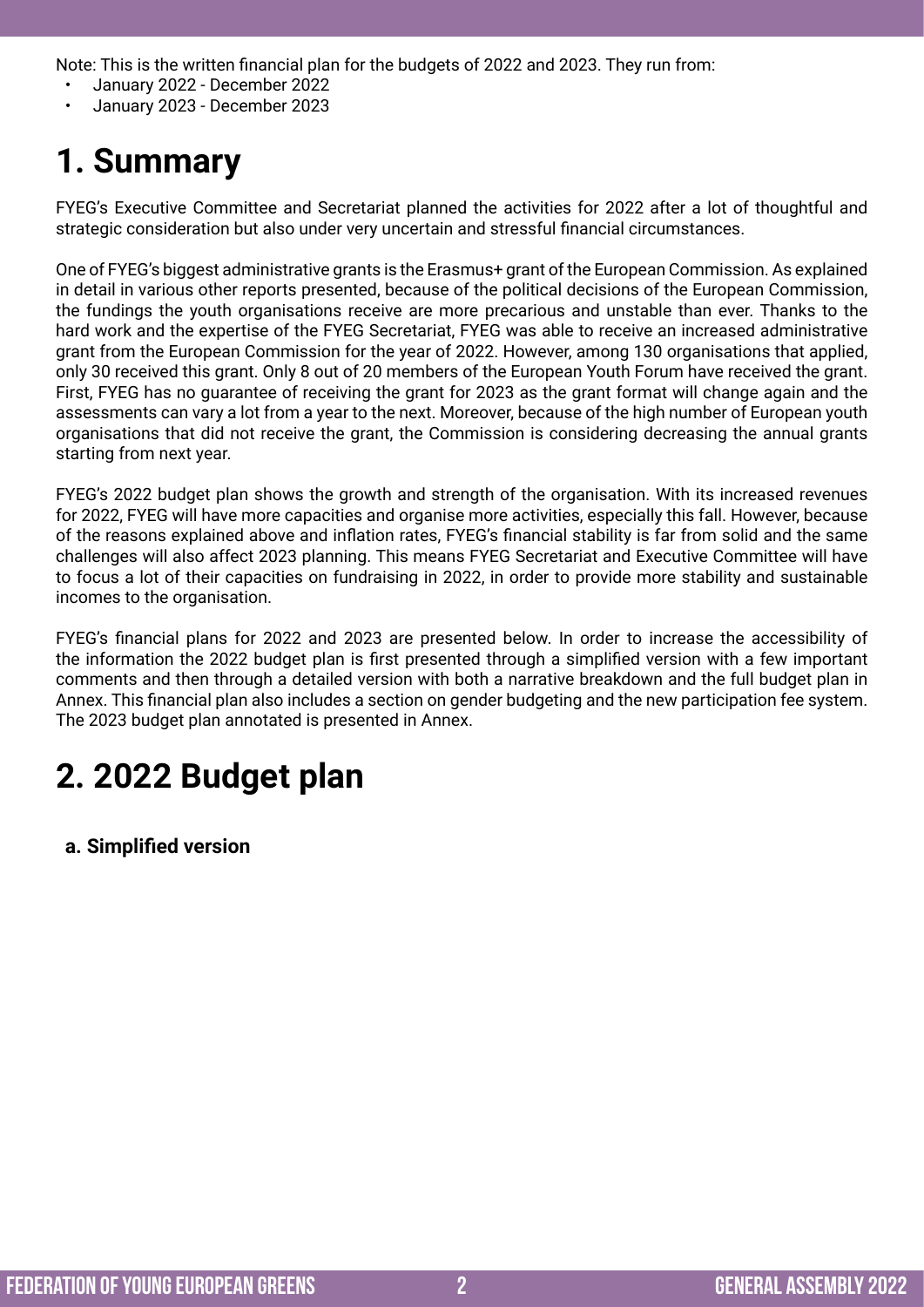Note: This is the written financial plan for the budgets of 2022 and 2023. They run from:

- January 2022 - December 2022
- January 2023 - December 2023

# 1. Summary

FYEG's Executive Committee and Secretariat planned the activities for 2022 after a lot of thoughtful and strategic consideration but also under very uncertain and stressful financial circumstances.

One of FYEG's biggest administrative grants is the Erasmus+ grant of the European Commission. As explained in detail in various other reports presented, because of the political decisions of the European Commission, the fundings the youth organisations receive are more precarious and unstable than ever. Thanks to the hard work and the expertise of the FYEG Secretariat, FYEG was able to receive an increased administrative grant from the European Commission for the year of 2022. However, among 130 organisations that applied, only 30 received this grant. Only 8 out of 20 members of the European Youth Forum have received the grant. First, FYEG has no guarantee of receiving the grant for 2023 as the grant format will change again and the assessments can vary a lot from a year to the next. Moreover, because of the high number of European youth organisations that did not receive the grant, the Commission is considering decreasing the annual grants starting from next year.

FYEG's 2022 budget plan shows the growth and strength of the organisation. With its increased revenues for 2022, FYEG will have more capacities and organise more activities, especially this fall. However, because of the reasons explained above and inflation rates, FYEG's financial stability is far from solid and the same challenges will also affect 2023 planning. This means FYEG Secretariat and Executive Committee will have to focus a lot of their capacities on fundraising in 2022, in order to provide more stability and sustainable incomes to the organisation.

FYEG's financial plans for 2022 and 2023 are presented below. In order to increase the accessibility of the information the 2022 budget plan is first presented through a simplified version with a few important comments and then through a detailed version with both a narrative breakdown and the full budget plan in Annex. This financial plan also includes a section on gender budgeting and the new participation fee system. The 2023 budget plan annotated is presented in Annex.

# 2. 2022 Budget plan

## a. Simplified version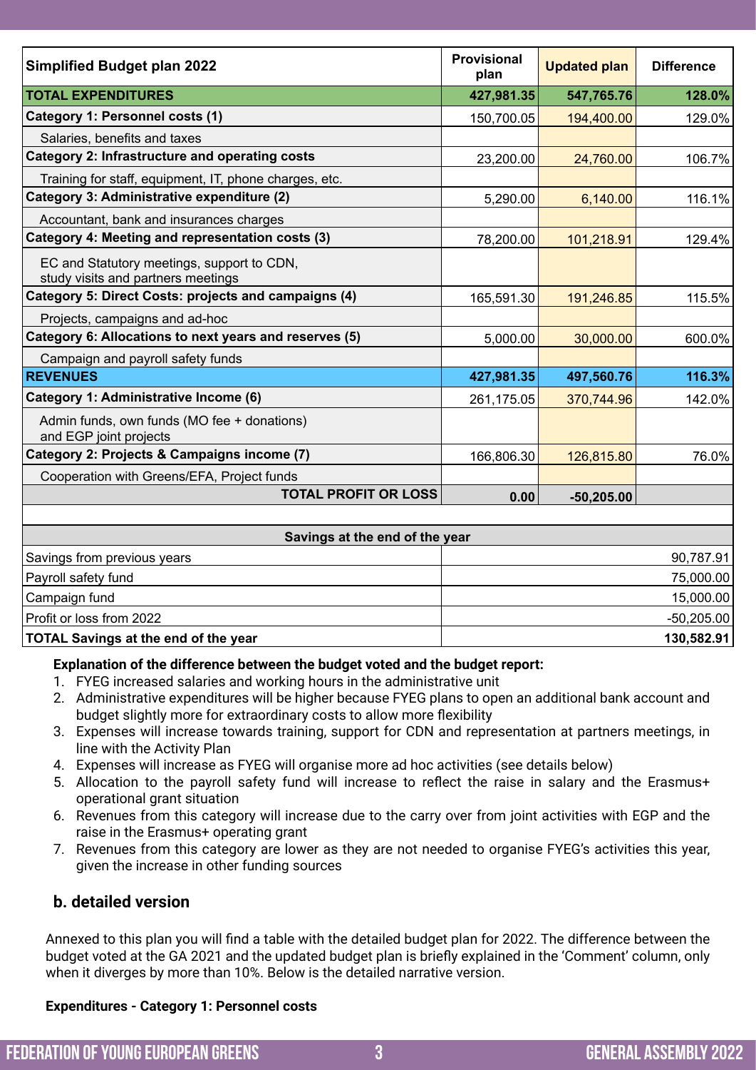| Simplified Budget plan 2022 | Provisional plan | Updated plan | Difference |
|---|---|---|---|
| **TOTAL EXPENDITURES** | **427,981.35** | **547,765.76** | **128.0%** |
| **Category 1: Personnel costs (1)** | 150,700.05 | 194,400.00 | 129.0% |
| Salaries, benefits and taxes | | | |
| **Category 2: Infrastructure and operating costs** | 23,200.00 | 24,760.00 | 106.7% |
| Training for staff, equipment, IT, phone charges, etc. | | | |
| **Category 3: Administrative expenditure (2)** | 5,290.00 | 6,140.00 | 116.1% |
| Accountant, bank and insurances charges | | | |
| **Category 4: Meeting and representation costs (3)** | 78,200.00 | 101,218.91 | 129.4% |
| EC and Statutory meetings, support to CDN, study visits and partners meetings | | | |
| **Category 5: Direct Costs: projects and campaigns (4)** | 165,591.30 | 191,246.85 | 115.5% |
| Projects, campaigns and ad-hoc | | | |
| **Category 6: Allocations to next years and reserves (5)** | 5,000.00 | 30,000.00 | 600.0% |
| Campaign and payroll safety funds | | | |
| **REVENUES** | **427,981.35** | **497,560.76** | **116.3%** |
| **Category 1: Administrative Income (6)** | 261,175.05 | 370,744.96 | 142.0% |
| Admin funds, own funds (MO fee + donations) and EGP joint projects | | | |
| **Category 2: Projects & Campaigns income (7)** | 166,806.30 | 126,815.80 | 76.0% |
| Cooperation with Greens/EFA, Project funds | | | |
| **TOTAL PROFIT OR LOSS** | **0.00** | **-50,205.00** | |

| Savings at the end of the year | |
|---|---|
| Savings from previous years | 90,787.91 |
| Payroll safety fund | 75,000.00 |
| Campaign fund | 15,000.00 |
| Profit or loss from 2022 | -50,205.00 |
| **TOTAL Savings at the end of the year** | **130,582.91** |

**Explanation of the difference between the budget voted and the budget report:**

1. FYEG increased salaries and working hours in the administrative unit
2. Administrative expenditures will be higher because FYEG plans to open an additional bank account and budget slightly more for extraordinary costs to allow more flexibility
3. Expenses will increase towards training, support for CDN and representation at partners meetings, in line with the Activity Plan
4. Expenses will increase as FYEG will organise more ad hoc activities (see details below)
5. Allocation to the payroll safety fund will increase to reflect the raise in salary and the Erasmus+ operational grant situation
6. Revenues from this category will increase due to the carry over from joint activities with EGP and the raise in the Erasmus+ operating grant
7. Revenues from this category are lower as they are not needed to organise FYEG's activities this year, given the increase in other funding sources

## b. detailed version

Annexed to this plan you will find a table with the detailed budget plan for 2022. The difference between the budget voted at the GA 2021 and the updated budget plan is briefly explained in the 'Comment' column, only when it diverges by more than 10%. Below is the detailed narrative version.

**Expenditures - Category 1: Personnel costs**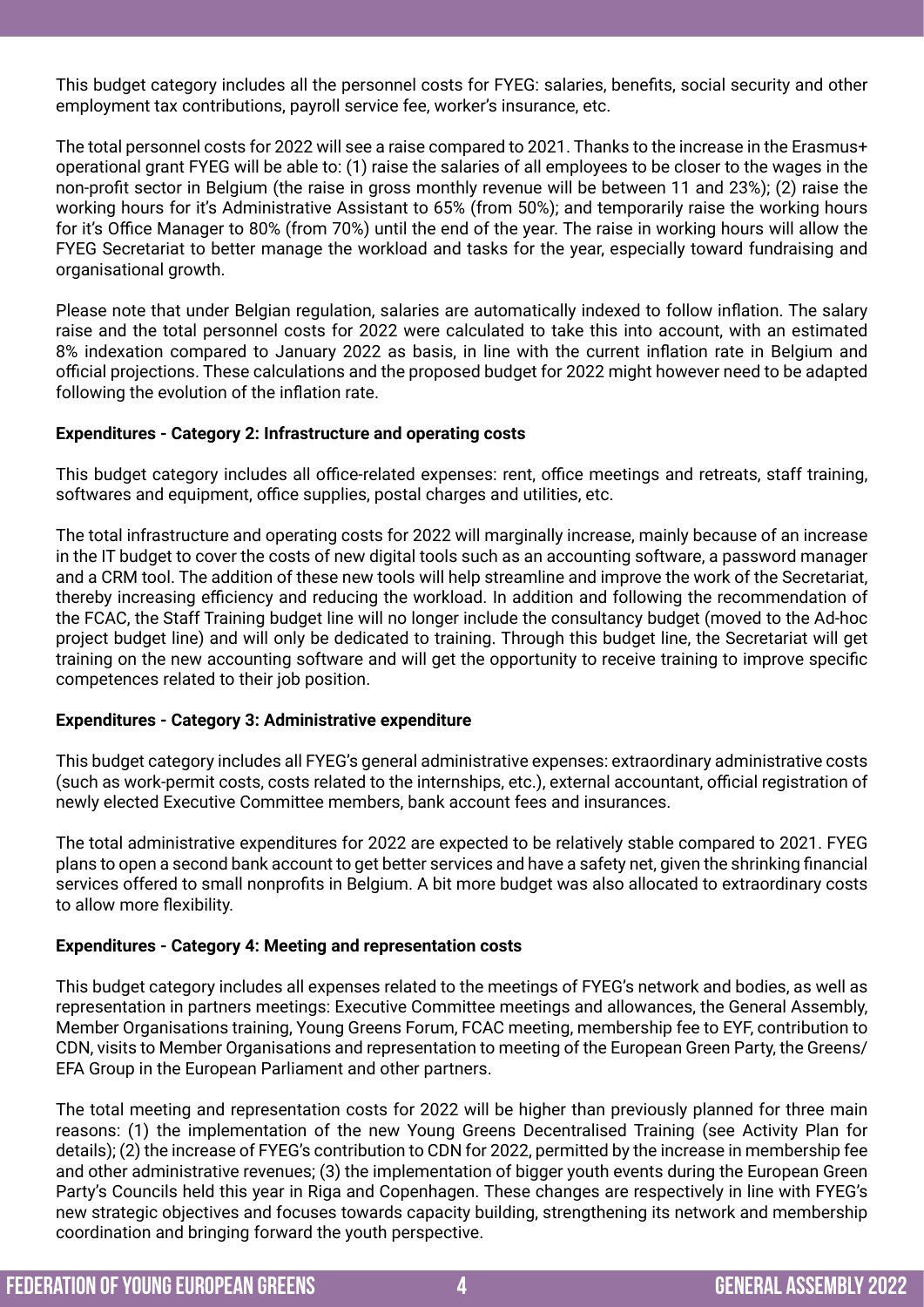This budget category includes all the personnel costs for FYEG: salaries, benefits, social security and other employment tax contributions, payroll service fee, worker's insurance, etc.

The total personnel costs for 2022 will see a raise compared to 2021. Thanks to the increase in the Erasmus+ operational grant FYEG will be able to: (1) raise the salaries of all employees to be closer to the wages in the non-profit sector in Belgium (the raise in gross monthly revenue will be between 11 and 23%); (2) raise the working hours for it's Administrative Assistant to 65% (from 50%); and temporarily raise the working hours for it's Office Manager to 80% (from 70%) until the end of the year. The raise in working hours will allow the FYEG Secretariat to better manage the workload and tasks for the year, especially toward fundraising and organisational growth.

Please note that under Belgian regulation, salaries are automatically indexed to follow inflation. The salary raise and the total personnel costs for 2022 were calculated to take this into account, with an estimated 8% indexation compared to January 2022 as basis, in line with the current inflation rate in Belgium and official projections. These calculations and the proposed budget for 2022 might however need to be adapted following the evolution of the inflation rate.

**Expenditures - Category 2: Infrastructure and operating costs**

This budget category includes all office-related expenses: rent, office meetings and retreats, staff training, softwares and equipment, office supplies, postal charges and utilities, etc.

The total infrastructure and operating costs for 2022 will marginally increase, mainly because of an increase in the IT budget to cover the costs of new digital tools such as an accounting software, a password manager and a CRM tool. The addition of these new tools will help streamline and improve the work of the Secretariat, thereby increasing efficiency and reducing the workload. In addition and following the recommendation of the FCAC, the Staff Training budget line will no longer include the consultancy budget (moved to the Ad-hoc project budget line) and will only be dedicated to training. Through this budget line, the Secretariat will get training on the new accounting software and will get the opportunity to receive training to improve specific competences related to their job position.

**Expenditures - Category 3: Administrative expenditure**

This budget category includes all FYEG's general administrative expenses: extraordinary administrative costs (such as work-permit costs, costs related to the internships, etc.), external accountant, official registration of newly elected Executive Committee members, bank account fees and insurances.

The total administrative expenditures for 2022 are expected to be relatively stable compared to 2021. FYEG plans to open a second bank account to get better services and have a safety net, given the shrinking financial services offered to small nonprofits in Belgium. A bit more budget was also allocated to extraordinary costs to allow more flexibility.

**Expenditures - Category 4: Meeting and representation costs**

This budget category includes all expenses related to the meetings of FYEG's network and bodies, as well as representation in partners meetings: Executive Committee meetings and allowances, the General Assembly, Member Organisations training, Young Greens Forum, FCAC meeting, membership fee to EYF, contribution to CDN, visits to Member Organisations and representation to meeting of the European Green Party, the Greens/EFA Group in the European Parliament and other partners.

The total meeting and representation costs for 2022 will be higher than previously planned for three main reasons: (1) the implementation of the new Young Greens Decentralised Training (see Activity Plan for details); (2) the increase of FYEG's contribution to CDN for 2022, permitted by the increase in membership fee and other administrative revenues; (3) the implementation of bigger youth events during the European Green Party's Councils held this year in Riga and Copenhagen. These changes are respectively in line with FYEG's new strategic objectives and focuses towards capacity building, strengthening its network and membership coordination and bringing forward the youth perspective.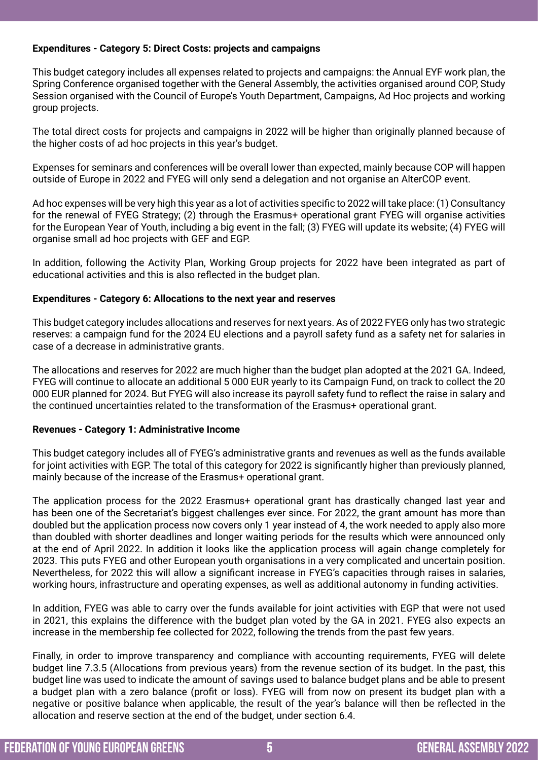**Expenditures - Category 5: Direct Costs: projects and campaigns**

This budget category includes all expenses related to projects and campaigns: the Annual EYF work plan, the Spring Conference organised together with the General Assembly, the activities organised around COP, Study Session organised with the Council of Europe's Youth Department, Campaigns, Ad Hoc projects and working group projects.

The total direct costs for projects and campaigns in 2022 will be higher than originally planned because of the higher costs of ad hoc projects in this year's budget.

Expenses for seminars and conferences will be overall lower than expected, mainly because COP will happen outside of Europe in 2022 and FYEG will only send a delegation and not organise an AlterCOP event.

Ad hoc expenses will be very high this year as a lot of activities specific to 2022 will take place: (1) Consultancy for the renewal of FYEG Strategy; (2) through the Erasmus+ operational grant FYEG will organise activities for the European Year of Youth, including a big event in the fall; (3) FYEG will update its website; (4) FYEG will organise small ad hoc projects with GEF and EGP.

In addition, following the Activity Plan, Working Group projects for 2022 have been integrated as part of educational activities and this is also reflected in the budget plan.

**Expenditures - Category 6: Allocations to the next year and reserves**

This budget category includes allocations and reserves for next years. As of 2022 FYEG only has two strategic reserves: a campaign fund for the 2024 EU elections and a payroll safety fund as a safety net for salaries in case of a decrease in administrative grants.

The allocations and reserves for 2022 are much higher than the budget plan adopted at the 2021 GA. Indeed, FYEG will continue to allocate an additional 5 000 EUR yearly to its Campaign Fund, on track to collect the 20 000 EUR planned for 2024. But FYEG will also increase its payroll safety fund to reflect the raise in salary and the continued uncertainties related to the transformation of the Erasmus+ operational grant.

**Revenues - Category 1: Administrative Income**

This budget category includes all of FYEG's administrative grants and revenues as well as the funds available for joint activities with EGP. The total of this category for 2022 is significantly higher than previously planned, mainly because of the increase of the Erasmus+ operational grant.

The application process for the 2022 Erasmus+ operational grant has drastically changed last year and has been one of the Secretariat's biggest challenges ever since. For 2022, the grant amount has more than doubled but the application process now covers only 1 year instead of 4, the work needed to apply also more than doubled with shorter deadlines and longer waiting periods for the results which were announced only at the end of April 2022. In addition it looks like the application process will again change completely for 2023. This puts FYEG and other European youth organisations in a very complicated and uncertain position. Nevertheless, for 2022 this will allow a significant increase in FYEG's capacities through raises in salaries, working hours, infrastructure and operating expenses, as well as additional autonomy in funding activities.

In addition, FYEG was able to carry over the funds available for joint activities with EGP that were not used in 2021, this explains the difference with the budget plan voted by the GA in 2021. FYEG also expects an increase in the membership fee collected for 2022, following the trends from the past few years.

Finally, in order to improve transparency and compliance with accounting requirements, FYEG will delete budget line 7.3.5 (Allocations from previous years) from the revenue section of its budget. In the past, this budget line was used to indicate the amount of savings used to balance budget plans and be able to present a budget plan with a zero balance (profit or loss). FYEG will from now on present its budget plan with a negative or positive balance when applicable, the result of the year's balance will then be reflected in the allocation and reserve section at the end of the budget, under section 6.4.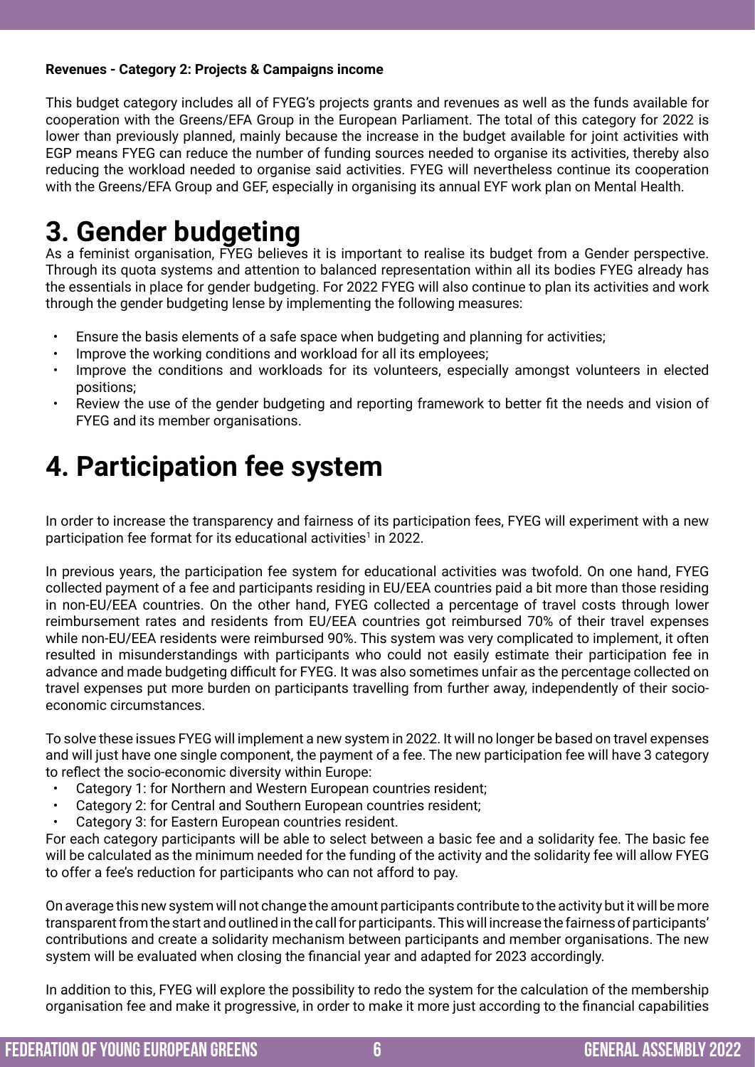**Revenues - Category 2: Projects & Campaigns income**

This budget category includes all of FYEG's projects grants and revenues as well as the funds available for cooperation with the Greens/EFA Group in the European Parliament. The total of this category for 2022 is lower than previously planned, mainly because the increase in the budget available for joint activities with EGP means FYEG can reduce the number of funding sources needed to organise its activities, thereby also reducing the workload needed to organise said activities. FYEG will nevertheless continue its cooperation with the Greens/EFA Group and GEF, especially in organising its annual EYF work plan on Mental Health.

# 3. Gender budgeting

As a feminist organisation, FYEG believes it is important to realise its budget from a Gender perspective. Through its quota systems and attention to balanced representation within all its bodies FYEG already has the essentials in place for gender budgeting. For 2022 FYEG will also continue to plan its activities and work through the gender budgeting lense by implementing the following measures:

- Ensure the basis elements of a safe space when budgeting and planning for activities;
- Improve the working conditions and workload for all its employees;
- Improve the conditions and workloads for its volunteers, especially amongst volunteers in elected positions;
- Review the use of the gender budgeting and reporting framework to better fit the needs and vision of FYEG and its member organisations.

# 4. Participation fee system

In order to increase the transparency and fairness of its participation fees, FYEG will experiment with a new participation fee format for its educational activities[1] in 2022.

In previous years, the participation fee system for educational activities was twofold. On one hand, FYEG collected payment of a fee and participants residing in EU/EEA countries paid a bit more than those residing in non-EU/EEA countries. On the other hand, FYEG collected a percentage of travel costs through lower reimbursement rates and residents from EU/EEA countries got reimbursed 70% of their travel expenses while non-EU/EEA residents were reimbursed 90%. This system was very complicated to implement, it often resulted in misunderstandings with participants who could not easily estimate their participation fee in advance and made budgeting difficult for FYEG. It was also sometimes unfair as the percentage collected on travel expenses put more burden on participants travelling from further away, independently of their socio-economic circumstances.

To solve these issues FYEG will implement a new system in 2022. It will no longer be based on travel expenses and will just have one single component, the payment of a fee. The new participation fee will have 3 category to reflect the socio-economic diversity within Europe:

- Category 1: for Northern and Western European countries resident;
- Category 2: for Central and Southern European countries resident;
- Category 3: for Eastern European countries resident.

For each category participants will be able to select between a basic fee and a solidarity fee. The basic fee will be calculated as the minimum needed for the funding of the activity and the solidarity fee will allow FYEG to offer a fee's reduction for participants who can not afford to pay.

On average this new system will not change the amount participants contribute to the activity but it will be more transparent from the start and outlined in the call for participants. This will increase the fairness of participants' contributions and create a solidarity mechanism between participants and member organisations. The new system will be evaluated when closing the financial year and adapted for 2023 accordingly.

In addition to this, FYEG will explore the possibility to redo the system for the calculation of the membership organisation fee and make it progressive, in order to make it more just according to the financial capabilities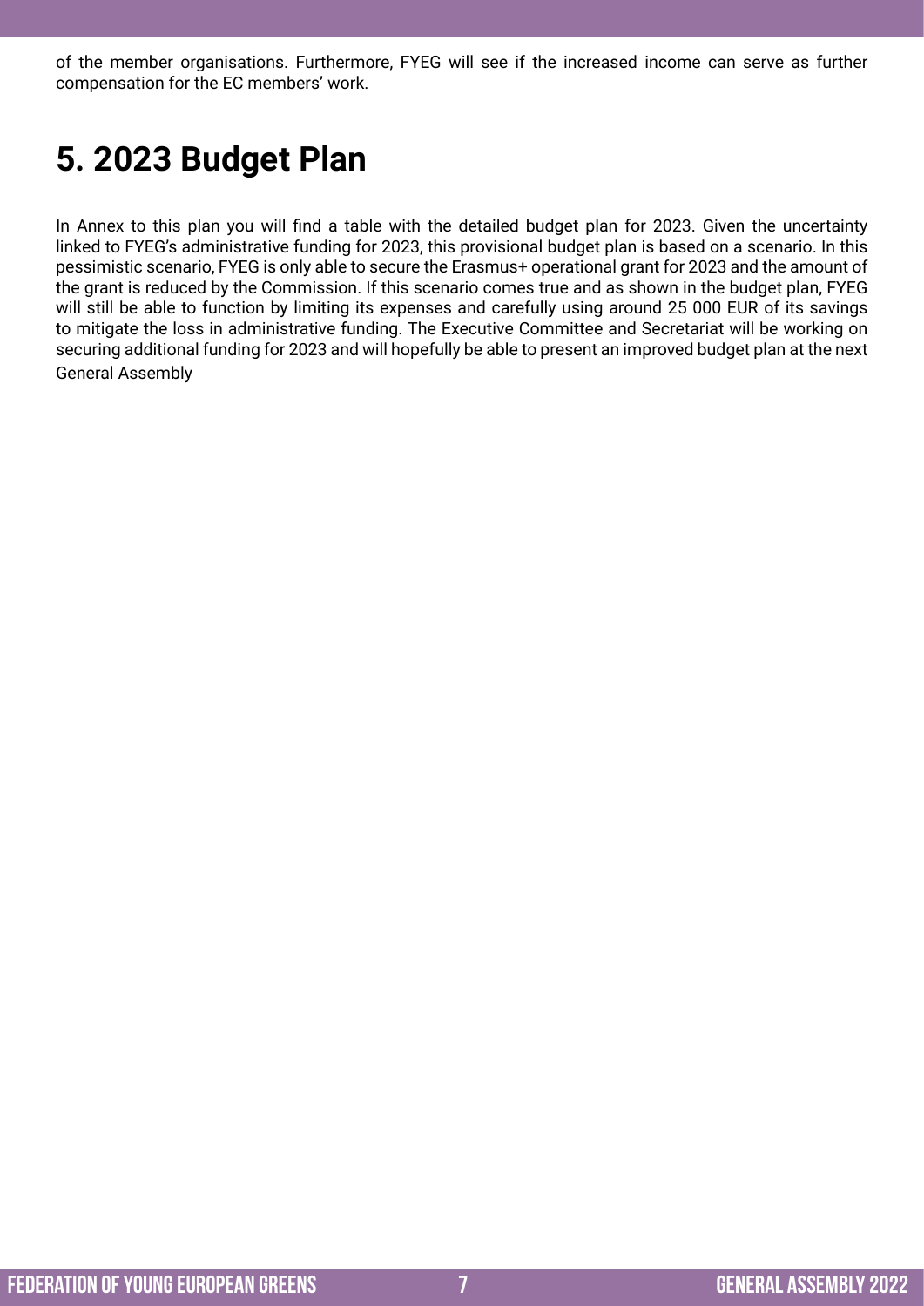of the member organisations. Furthermore, FYEG will see if the increased income can serve as further compensation for the EC members' work.

# 5. 2023 Budget Plan

In Annex to this plan you will find a table with the detailed budget plan for 2023. Given the uncertainty linked to FYEG's administrative funding for 2023, this provisional budget plan is based on a scenario. In this pessimistic scenario, FYEG is only able to secure the Erasmus+ operational grant for 2023 and the amount of the grant is reduced by the Commission. If this scenario comes true and as shown in the budget plan, FYEG will still be able to function by limiting its expenses and carefully using around 25 000 EUR of its savings to mitigate the loss in administrative funding. The Executive Committee and Secretariat will be working on securing additional funding for 2023 and will hopefully be able to present an improved budget plan at the next General Assembly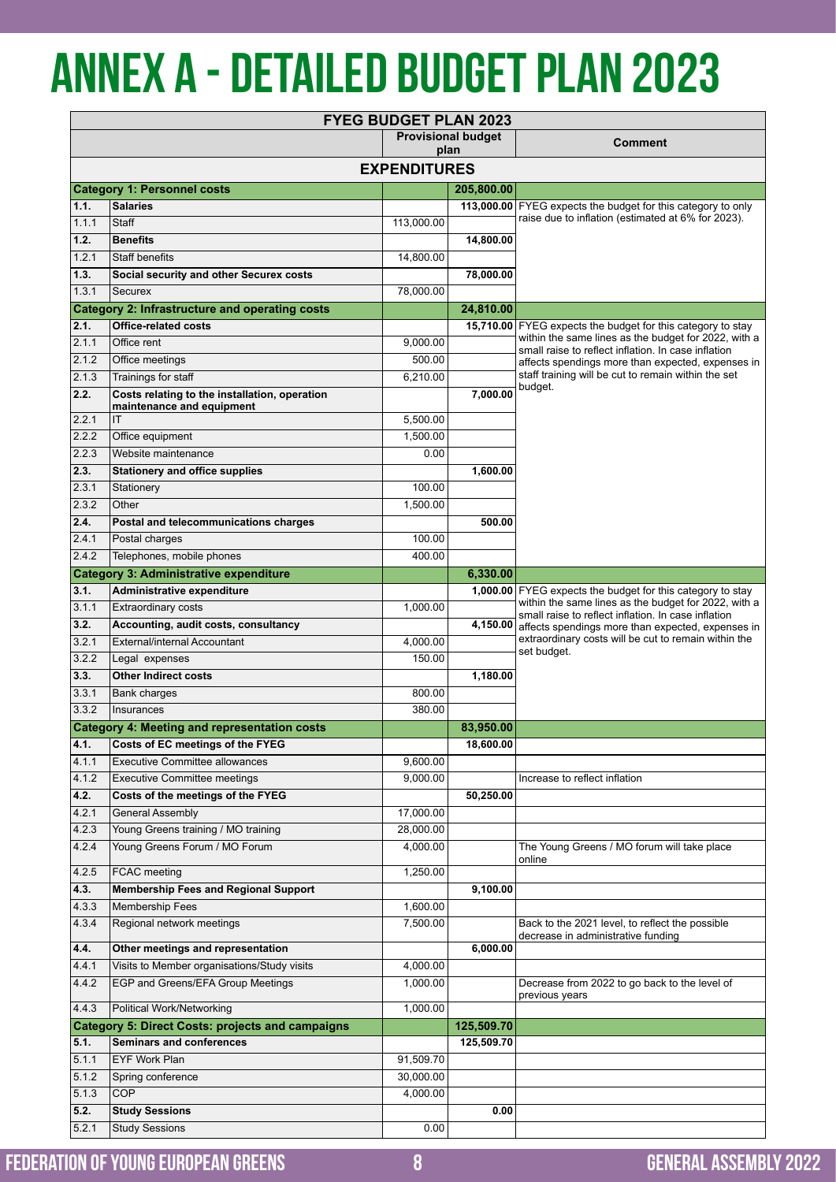# ANNEX A - DETAILED BUDGET PLAN 2023

| FYEG BUDGET PLAN 2023 | | | | |
|---|---|---|---|---|
| | | Provisional budget plan | | Comment |
| EXPENDITURES | | | | |
| **Category 1: Personnel costs** | | | **205,800.00** | |
| **1.1.** | **Salaries** | | **113,000.00** | FYEG expects the budget for this category to only raise due to inflation (estimated at 6% for 2023). |
| 1.1.1 | Staff | 113,000.00 | | |
| **1.2.** | **Benefits** | | **14,800.00** | |
| 1.2.1 | Staff benefits | 14,800.00 | | |
| **1.3.** | **Social security and other Securex costs** | | **78,000.00** | |
| 1.3.1 | Securex | 78,000.00 | | |
| **Category 2: Infrastructure and operating costs** | | | **24,810.00** | |
| **2.1.** | **Office-related costs** | | **15,710.00** | FYEG expects the budget for this category to stay within the same lines as the budget for 2022, with a small raise to reflect inflation. In case inflation affects spendings more than expected, expenses in staff training will be cut to remain within the set budget. |
| 2.1.1 | Office rent | 9,000.00 | | |
| 2.1.2 | Office meetings | 500.00 | | |
| 2.1.3 | Trainings for staff | 6,210.00 | | |
| **2.2.** | **Costs relating to the installation, operation maintenance and equipment** | | **7,000.00** | |
| 2.2.1 | IT | 5,500.00 | | |
| 2.2.2 | Office equipment | 1,500.00 | | |
| 2.2.3 | Website maintenance | 0.00 | | |
| **2.3.** | **Stationery and office supplies** | | **1,600.00** | |
| 2.3.1 | Stationery | 100.00 | | |
| 2.3.2 | Other | 1,500.00 | | |
| **2.4.** | **Postal and telecommunications charges** | | **500.00** | |
| 2.4.1 | Postal charges | 100.00 | | |
| 2.4.2 | Telephones, mobile phones | 400.00 | | |
| **Category 3: Administrative expenditure** | | | **6,330.00** | |
| **3.1.** | **Administrative expenditure** | | **1,000.00** | FYEG expects the budget for this category to stay within the same lines as the budget for 2022, with a small raise to reflect inflation. In case inflation affects spendings more than expected, expenses in extraordinary costs will be cut to remain within the set budget. |
| 3.1.1 | Extraordinary costs | 1,000.00 | | |
| **3.2.** | **Accounting, audit costs, consultancy** | | **4,150.00** | |
| 3.2.1 | External/internal Accountant | 4,000.00 | | |
| 3.2.2 | Legal expenses | 150.00 | | |
| **3.3.** | **Other Indirect costs** | | **1,180.00** | |
| 3.3.1 | Bank charges | 800.00 | | |
| 3.3.2 | Insurances | 380.00 | | |
| **Category 4: Meeting and representation costs** | | | **83,950.00** | |
| **4.1.** | **Costs of EC meetings of the FYEG** | | **18,600.00** | |
| 4.1.1 | Executive Committee allowances | 9,600.00 | | |
| 4.1.2 | Executive Committee meetings | 9,000.00 | | Increase to reflect inflation |
| **4.2.** | **Costs of the meetings of the FYEG** | | **50,250.00** | |
| 4.2.1 | General Assembly | 17,000.00 | | |
| 4.2.3 | Young Greens training / MO training | 28,000.00 | | |
| 4.2.4 | Young Greens Forum / MO Forum | 4,000.00 | | The Young Greens / MO forum will take place online |
| 4.2.5 | FCAC meeting | 1,250.00 | | |
| **4.3.** | **Membership Fees and Regional Support** | | **9,100.00** | |
| 4.3.3 | Membership Fees | 1,600.00 | | |
| 4.3.4 | Regional network meetings | 7,500.00 | | Back to the 2021 level, to reflect the possible decrease in administrative funding |
| **4.4.** | **Other meetings and representation** | | **6,000.00** | |
| 4.4.1 | Visits to Member organisations/Study visits | 4,000.00 | | |
| 4.4.2 | EGP and Greens/EFA Group Meetings | 1,000.00 | | Decrease from 2022 to go back to the level of previous years |
| 4.4.3 | Political Work/Networking | 1,000.00 | | |
| **Category 5: Direct Costs: projects and campaigns** | | | **125,509.70** | |
| **5.1.** | **Seminars and conferences** | | **125,509.70** | |
| 5.1.1 | EYF Work Plan | 91,509.70 | | |
| 5.1.2 | Spring conference | 30,000.00 | | |
| 5.1.3 | COP | 4,000.00 | | |
| **5.2.** | **Study Sessions** | | **0.00** | |
| 5.2.1 | Study Sessions | 0.00 | | |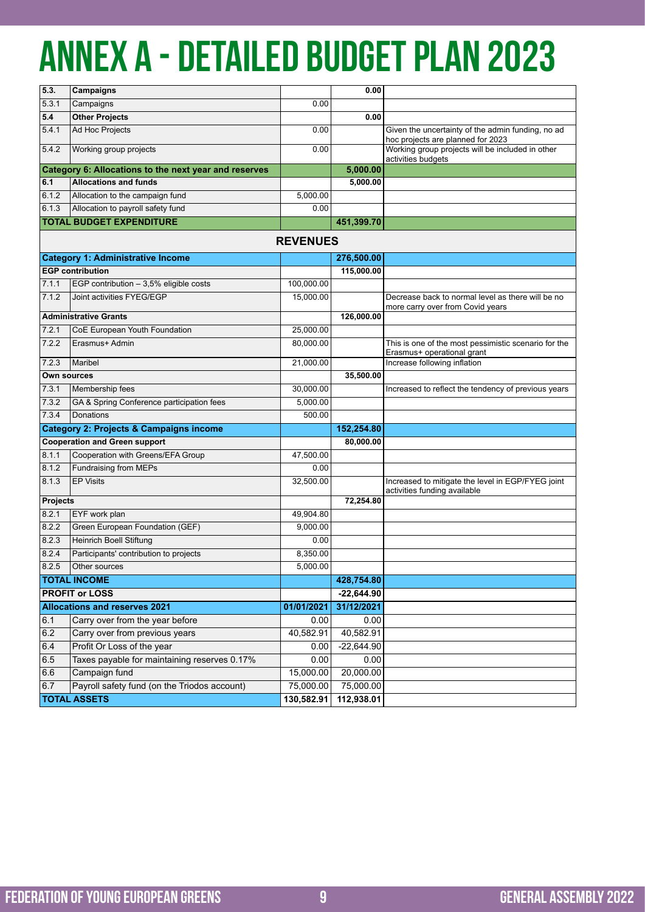# ANNEX A - DETAILED BUDGET PLAN 2023

| | | | | |
|---|---|---|---|---|
| **5.3.** | **Campaigns** | | **0.00** | |
| 5.3.1 | Campaigns | 0.00 | | |
| **5.4** | **Other Projects** | | **0.00** | |
| 5.4.1 | Ad Hoc Projects | 0.00 | | Given the uncertainty of the admin funding, no ad hoc projects are planned for 2023 |
| 5.4.2 | Working group projects | 0.00 | | Working group projects will be included in other activities budgets |
| **Category 6: Allocations to the next year and reserves** | | | **5,000.00** | |
| **6.1** | **Allocations and funds** | | **5,000.00** | |
| 6.1.2 | Allocation to the campaign fund | 5,000.00 | | |
| 6.1.3 | Allocation to payroll safety fund | 0.00 | | |
| **TOTAL BUDGET EXPENDITURE** | | | **451,399.70** | |
| | | **REVENUES** | | |
| **Category 1: Administrative Income** | | | **276,500.00** | |
| **EGP contribution** | | | **115,000.00** | |
| 7.1.1 | EGP contribution – 3,5% eligible costs | 100,000.00 | | |
| 7.1.2 | Joint activities FYEG/EGP | 15,000.00 | | Decrease back to normal level as there will be no more carry over from Covid years |
| **Administrative Grants** | | | **126,000.00** | |
| 7.2.1 | CoE European Youth Foundation | 25,000.00 | | |
| 7.2.2 | Erasmus+ Admin | 80,000.00 | | This is one of the most pessimistic scenario for the Erasmus+ operational grant |
| 7.2.3 | Maribel | 21,000.00 | | Increase following inflation |
| **Own sources** | | | **35,500.00** | |
| 7.3.1 | Membership fees | 30,000.00 | | Increased to reflect the tendency of previous years |
| 7.3.2 | GA & Spring Conference participation fees | 5,000.00 | | |
| 7.3.4 | Donations | 500.00 | | |
| **Category 2: Projects & Campaigns income** | | | **152,254.80** | |
| **Cooperation and Green support** | | | **80,000.00** | |
| 8.1.1 | Cooperation with Greens/EFA Group | 47,500.00 | | |
| 8.1.2 | Fundraising from MEPs | 0.00 | | |
| 8.1.3 | EP Visits | 32,500.00 | | Increased to mitigate the level in EGP/FYEG joint activities funding available |
| **Projects** | | | **72,254.80** | |
| 8.2.1 | EYF work plan | 49,904.80 | | |
| 8.2.2 | Green European Foundation (GEF) | 9,000.00 | | |
| 8.2.3 | Heinrich Boell Stiftung | 0.00 | | |
| 8.2.4 | Participants' contribution to projects | 8,350.00 | | |
| 8.2.5 | Other sources | 5,000.00 | | |
| **TOTAL INCOME** | | | **428,754.80** | |
| **PROFIT or LOSS** | | | **-22,644.90** | |
| **Allocations and reserves 2021** | | **01/01/2021** | **31/12/2021** | |
| 6.1 | Carry over from the year before | 0.00 | 0.00 | |
| 6.2 | Carry over from previous years | 40,582.91 | 40,582.91 | |
| 6.4 | Profit Or Loss of the year | 0.00 | -22,644.90 | |
| 6.5 | Taxes payable for maintaining reserves 0.17% | 0.00 | 0.00 | |
| 6.6 | Campaign fund | 15,000.00 | 20,000.00 | |
| 6.7 | Payroll safety fund (on the Triodos account) | 75,000.00 | 75,000.00 | |
| **TOTAL ASSETS** | | **130,582.91** | **112,938.01** | |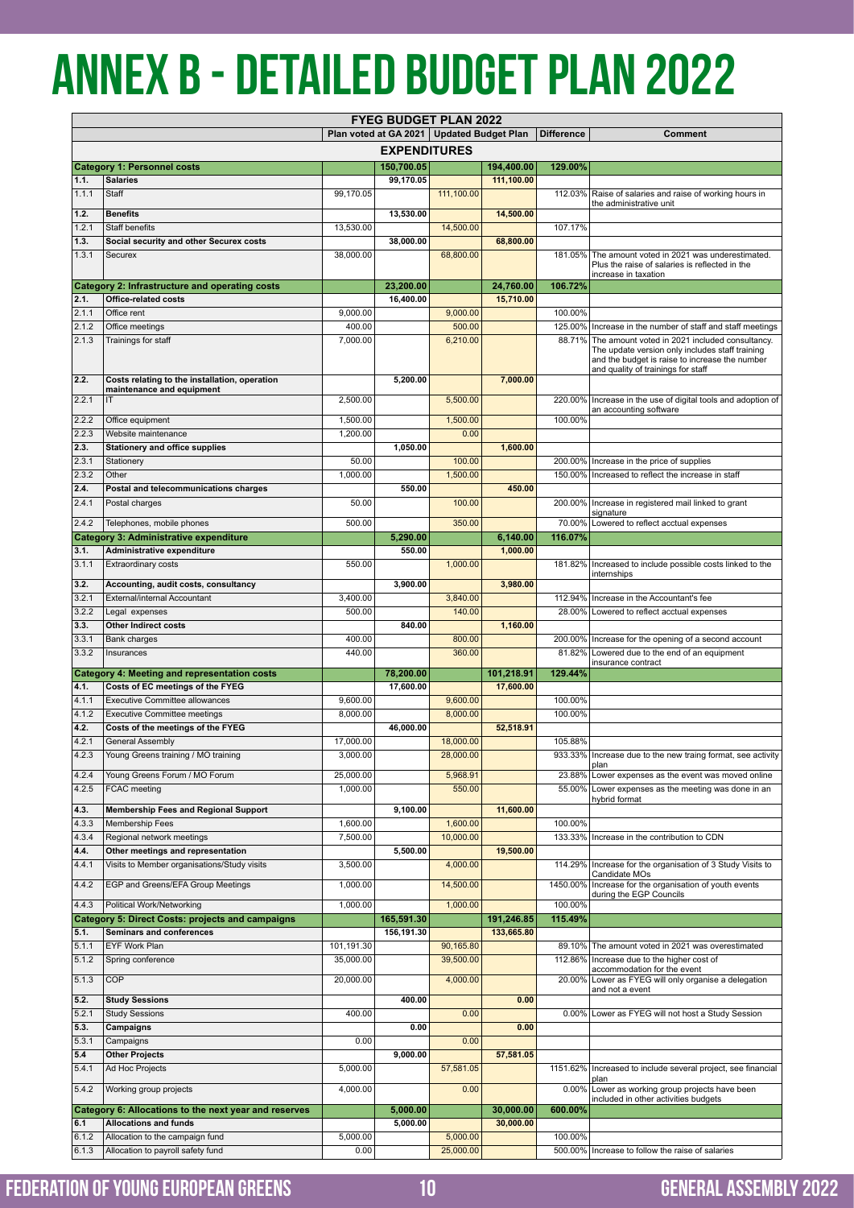# ANNEX B - DETAILED BUDGET PLAN 2022

| FYEG BUDGET PLAN 2022 | | | | | | | |
|---|---|---|---|---|---|---|---|
| | | Plan voted at GA 2021 | | Updated Budget Plan | | Difference | Comment |
| **EXPENDITURES** | | | | | | | |
| **Category 1: Personnel costs** | | | **150,700.05** | | **194,400.00** | **129.00%** | |
| **1.1.** | **Salaries** | | **99,170.05** | | **111,100.00** | | |
| 1.1.1 | Staff | 99,170.05 | | 111,100.00 | | 112.03% | Raise of salaries and raise of working hours in the administrative unit |
| **1.2.** | **Benefits** | | **13,530.00** | | **14,500.00** | | |
| 1.2.1 | Staff benefits | 13,530.00 | | 14,500.00 | | 107.17% | |
| **1.3.** | **Social security and other Securex costs** | | **38,000.00** | | **68,800.00** | | |
| 1.3.1 | Securex | 38,000.00 | | 68,800.00 | | 181.05% | The amount voted in 2021 was underestimated. Plus the raise of salaries is reflected in the increase in taxation |
| **Category 2: Infrastructure and operating costs** | | | **23,200.00** | | **24,760.00** | **106.72%** | |
| **2.1.** | **Office-related costs** | | **16,400.00** | | **15,710.00** | | |
| 2.1.1 | Office rent | 9,000.00 | | 9,000.00 | | 100.00% | |
| 2.1.2 | Office meetings | 400.00 | | 500.00 | | 125.00% | Increase in the number of staff and staff meetings |
| 2.1.3 | Trainings for staff | 7,000.00 | | 6,210.00 | | 88.71% | The amount voted in 2021 included consultancy. The update version only includes staff training and the budget is raise to increase the number and quality of trainings for staff |
| **2.2.** | **Costs relating to the installation, operation maintenance and equipment** | | **5,200.00** | | **7,000.00** | | |
| 2.2.1 | IT | 2,500.00 | | 5,500.00 | | 220.00% | Increase in the use of digital tools and adoption of an accounting software |
| 2.2.2 | Office equipment | 1,500.00 | | 1,500.00 | | 100.00% | |
| 2.2.3 | Website maintenance | 1,200.00 | | 0.00 | | | |
| **2.3.** | **Stationery and office supplies** | | **1,050.00** | | **1,600.00** | | |
| 2.3.1 | Stationery | 50.00 | | 100.00 | | 200.00% | Increase in the price of supplies |
| 2.3.2 | Other | 1,000.00 | | 1,500.00 | | 150.00% | Increased to reflect the increase in staff |
| **2.4.** | **Postal and telecommunications charges** | | **550.00** | | **450.00** | | |
| 2.4.1 | Postal charges | 50.00 | | 100.00 | | 200.00% | Increase in registered mail linked to grant signature |
| 2.4.2 | Telephones, mobile phones | 500.00 | | 350.00 | | 70.00% | Lowered to reflect acctual expenses |
| **Category 3: Administrative expenditure** | | | **5,290.00** | | **6,140.00** | **116.07%** | |
| **3.1.** | **Administrative expenditure** | | **550.00** | | **1,000.00** | | |
| 3.1.1 | Extraordinary costs | 550.00 | | 1,000.00 | | 181.82% | Increased to include possible costs linked to the internships |
| **3.2.** | **Accounting, audit costs, consultancy** | | **3,900.00** | | **3,980.00** | | |
| 3.2.1 | External/internal Accountant | 3,400.00 | | 3,840.00 | | 112.94% | Increase in the Accountant's fee |
| 3.2.2 | Legal expenses | 500.00 | | 140.00 | | 28.00% | Lowered to reflect acctual expenses |
| **3.3.** | **Other Indirect costs** | | **840.00** | | **1,160.00** | | |
| 3.3.1 | Bank charges | 400.00 | | 800.00 | | 200.00% | Increase for the opening of a second account |
| 3.3.2 | Insurances | 440.00 | | 360.00 | | 81.82% | Lowered due to the end of an equipment insurance contract |
| **Category 4: Meeting and representation costs** | | | **78,200.00** | | **101,218.91** | **129.44%** | |
| **4.1.** | **Costs of EC meetings of the FYEG** | | **17,600.00** | | **17,600.00** | | |
| 4.1.1 | Executive Committee allowances | 9,600.00 | | 9,600.00 | | 100.00% | |
| 4.1.2 | Executive Committee meetings | 8,000.00 | | 8,000.00 | | 100.00% | |
| **4.2.** | **Costs of the meetings of the FYEG** | | **46,000.00** | | **52,518.91** | | |
| 4.2.1 | General Assembly | 17,000.00 | | 18,000.00 | | 105.88% | |
| 4.2.3 | Young Greens training / MO training | 3,000.00 | | 28,000.00 | | 933.33% | Increase due to the new traing format, see activity plan |
| 4.2.4 | Young Greens Forum / MO Forum | 25,000.00 | | 5,968.91 | | 23.88% | Lower expenses as the event was moved online |
| 4.2.5 | FCAC meeting | 1,000.00 | | 550.00 | | 55.00% | Lower expenses as the meeting was done in an hybrid format |
| **4.3.** | **Membership Fees and Regional Support** | | **9,100.00** | | **11,600.00** | | |
| 4.3.3 | Membership Fees | 1,600.00 | | 1,600.00 | | 100.00% | |
| 4.3.4 | Regional network meetings | 7,500.00 | | 10,000.00 | | 133.33% | Increase in the contribution to CDN |
| **4.4.** | **Other meetings and representation** | | **5,500.00** | | **19,500.00** | | |
| 4.4.1 | Visits to Member organisations/Study visits | 3,500.00 | | 4,000.00 | | 114.29% | Increase for the organisation of 3 Study Visits to Candidate MOs |
| 4.4.2 | EGP and Greens/EFA Group Meetings | 1,000.00 | | 14,500.00 | | 1450.00% | Increase for the organisation of youth events during the EGP Councils |
| 4.4.3 | Political Work/Networking | 1,000.00 | | 1,000.00 | | 100.00% | |
| **Category 5: Direct Costs: projects and campaigns** | | | **165,591.30** | | **191,246.85** | **115.49%** | |
| **5.1.** | **Seminars and conferences** | | **156,191.30** | | **133,665.80** | | |
| 5.1.1 | EYF Work Plan | 101,191.30 | | 90,165.80 | | 89.10% | The amount voted in 2021 was overestimated |
| 5.1.2 | Spring conference | 35,000.00 | | 39,500.00 | | 112.86% | Increase due to the higher cost of accommodation for the event |
| 5.1.3 | COP | 20,000.00 | | 4,000.00 | | 20.00% | Lower as FYEG will only organise a delegation and not a event |
| **5.2.** | **Study Sessions** | | **400.00** | | **0.00** | | |
| 5.2.1 | Study Sessions | 400.00 | | 0.00 | | 0.00% | Lower as FYEG will not host a Study Session |
| **5.3.** | **Campaigns** | | **0.00** | | **0.00** | | |
| 5.3.1 | Campaigns | 0.00 | | 0.00 | | | |
| **5.4** | **Other Projects** | | **9,000.00** | | **57,581.05** | | |
| 5.4.1 | Ad Hoc Projects | 5,000.00 | | 57,581.05 | | 1151.62% | Increased to include several project, see financial plan |
| 5.4.2 | Working group projects | 4,000.00 | | 0.00 | | 0.00% | Lower as working group projects have been included in other activities budgets |
| **Category 6: Allocations to the next year and reserves** | | | **5,000.00** | | **30,000.00** | **600.00%** | |
| **6.1** | **Allocations and funds** | | **5,000.00** | | **30,000.00** | | |
| 6.1.2 | Allocation to the campaign fund | 5,000.00 | | 5,000.00 | | 100.00% | |
| 6.1.3 | Allocation to payroll safety fund | 0.00 | | 25,000.00 | | 500.00% | Increase to follow the raise of salaries |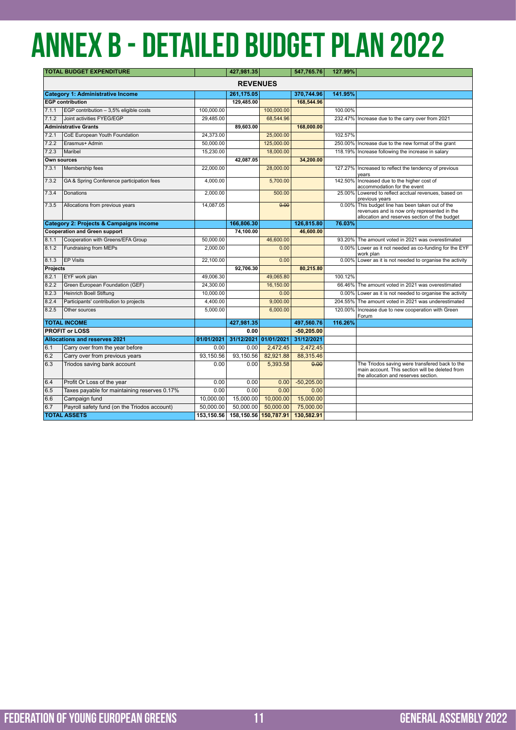# ANNEX B - DETAILED BUDGET PLAN 2022

| | | | | | | | |
|---|---|---|---|---|---|---|---|
| **TOTAL BUDGET EXPENDITURE** | | | **427,981.35** | | **547,765.76** | **127.99%** | |
| **REVENUES** | | | | | | | |
| **Category 1: Administrative Income** | | | **261,175.05** | | **370,744.96** | **141.95%** | |
| **EGP contribution** | | | **129,485.00** | | **168,544.96** | | |
| 7.1.1 | EGP contribution – 3,5% eligible costs | 100,000.00 | | 100,000.00 | | 100.00% | |
| 7.1.2 | Joint activities FYEG/EGP | 29,485.00 | | 68,544.96 | | 232.47% | Increase due to the carry over from 2021 |
| **Administrative Grants** | | | **89,603.00** | | **168,000.00** | | |
| 7.2.1 | CoE European Youth Foundation | 24,373.00 | | 25,000.00 | | 102.57% | |
| 7.2.2 | Erasmus+ Admin | 50,000.00 | | 125,000.00 | | 250.00% | Increase due to the new format of the grant |
| 7.2.3 | Maribel | 15,230.00 | | 18,000.00 | | 118.19% | Increase following the increase in salary |
| **Own sources** | | | **42,087.05** | | **34,200.00** | | |
| 7.3.1 | Membership fees | 22,000.00 | | 28,000.00 | | 127.27% | Increased to reflect the tendency of previous years |
| 7.3.2 | GA & Spring Conference participation fees | 4,000.00 | | 5,700.00 | | 142.50% | Increased due to the higher cost of accommodation for the event |
| 7.3.4 | Donations | 2,000.00 | | 500.00 | | 25.00% | Lowered to reflect acctual revenues, based on previous years |
| 7.3.5 | Allocations from previous years | 14,087.05 | | ~~0.00~~ | | 0.00% | This budget line has been taken out of the revenues and is now only represented in the allocation and reserves section of the budget |
| **Category 2: Projects & Campaigns income** | | | **166,806.30** | | **126,815.80** | **76.03%** | |
| **Cooperation and Green support** | | | **74,100.00** | | **46,600.00** | | |
| 8.1.1 | Cooperation with Greens/EFA Group | 50,000.00 | | 46,600.00 | | 93.20% | The amount voted in 2021 was overestimated |
| 8.1.2 | Fundraising from MEPs | 2,000.00 | | 0.00 | | 0.00% | Lower as it not needed as co-funding for the EYF work plan |
| 8.1.3 | EP Visits | 22,100.00 | | 0.00 | | 0.00% | Lower as it is not needed to organise the activity |
| **Projects** | | | **92,706.30** | | **80,215.80** | | |
| 8.2.1 | EYF work plan | 49,006.30 | | 49,065.80 | | 100.12% | |
| 8.2.2 | Green European Foundation (GEF) | 24,300.00 | | 16,150.00 | | 66.46% | The amount voted in 2021 was overestimated |
| 8.2.3 | Heinrich Boell Stiftung | 10,000.00 | | 0.00 | | 0.00% | Lower as it is not needed to organise the activity |
| 8.2.4 | Participants' contribution to projects | 4,400.00 | | 9,000.00 | | 204.55% | The amount voted in 2021 was underestimated |
| 8.2.5 | Other sources | 5,000.00 | | 6,000.00 | | 120.00% | Increase due to new cooperation with Green Forum |
| **TOTAL INCOME** | | | **427,981.35** | | **497,560.76** | **116.26%** | |
| **PROFIT or LOSS** | | | **0.00** | | **-50,205.00** | | |
| **Allocations and reserves 2021** | | **01/01/2021** | **31/12/2021** | **01/01/2021** | **31/12/2021** | | |
| 6.1 | Carry over from the year before | 0.00 | 0.00 | 2,472.45 | 2,472.45 | | |
| 6.2 | Carry over from previous years | 93,150.56 | 93,150.56 | 82,921.88 | 88,315.46 | | |
| 6.3 | Triodos saving bank account | 0.00 | 0.00 | 5,393.58 | ~~0.00~~ | | The Triodos saving were transfered back to the main account. This section will be deleted from the allocation and reserves section. |
| 6.4 | Profit Or Loss of the year | 0.00 | 0.00 | 0.00 | -50,205.00 | | |
| 6.5 | Taxes payable for maintaining reserves 0.17% | 0.00 | 0.00 | 0.00 | 0.00 | | |
| 6.6 | Campaign fund | 10,000.00 | 15,000.00 | 10,000.00 | 15,000.00 | | |
| 6.7 | Payroll safety fund (on the Triodos account) | 50,000.00 | 50,000.00 | 50,000.00 | 75,000.00 | | |
| **TOTAL ASSETS** | | **153,150.56** | **158,150.56** | **150,787.91** | **130,582.91** | | |